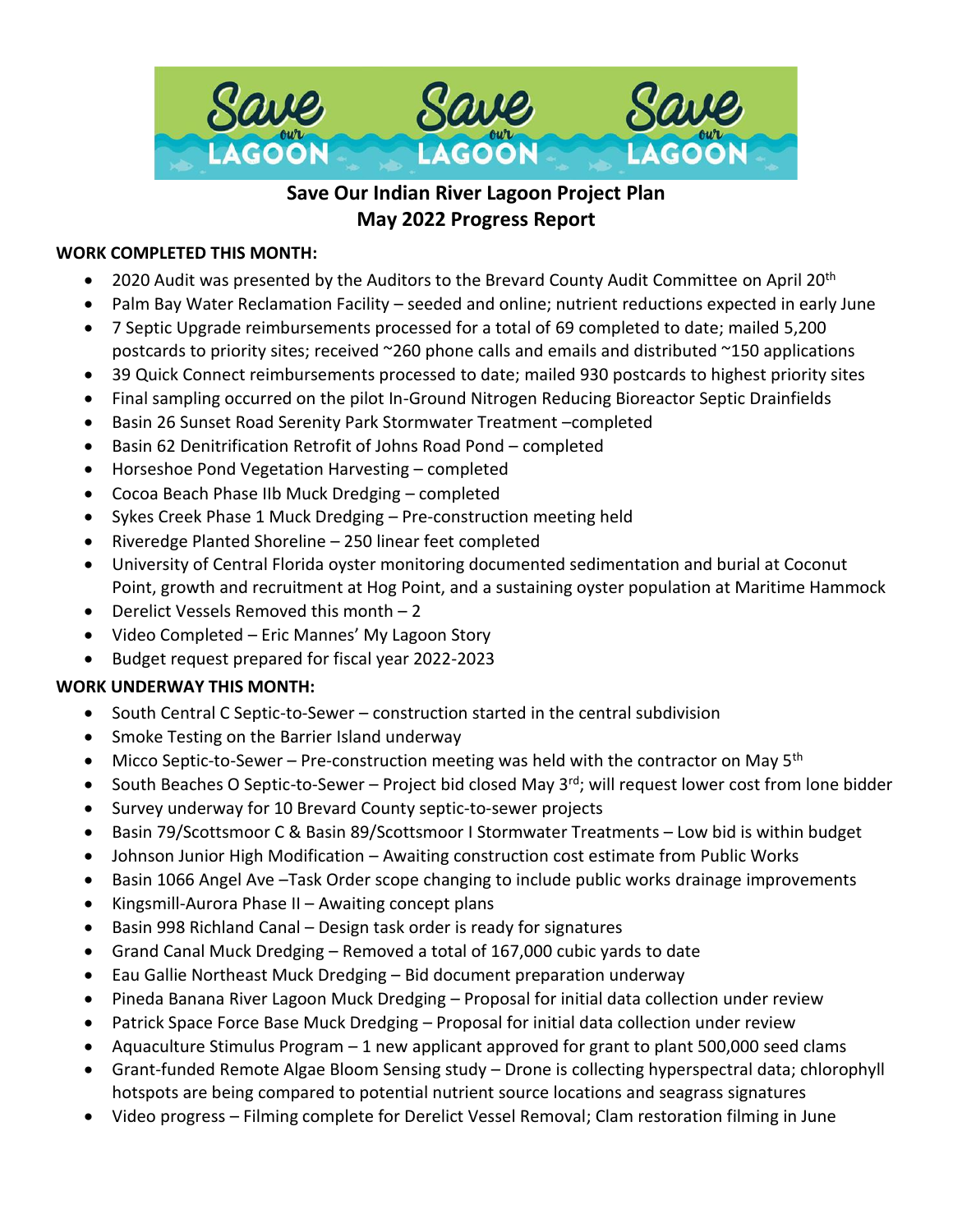# Save Our Indian River Lagoon Project Plan
## May 2022 Progress Report

**WORK COMPLETED THIS MONTH:**

- 2020 Audit was presented by the Auditors to the Brevard County Audit Committee on April 20th
- Palm Bay Water Reclamation Facility – seeded and online; nutrient reductions expected in early June
- 7 Septic Upgrade reimbursements processed for a total of 69 completed to date; mailed 5,200 postcards to priority sites; received ~260 phone calls and emails and distributed ~150 applications
- 39 Quick Connect reimbursements processed to date; mailed 930 postcards to highest priority sites
- Final sampling occurred on the pilot In-Ground Nitrogen Reducing Bioreactor Septic Drainfields
- Basin 26 Sunset Road Serenity Park Stormwater Treatment –completed
- Basin 62 Denitrification Retrofit of Johns Road Pond – completed
- Horseshoe Pond Vegetation Harvesting – completed
- Cocoa Beach Phase IIb Muck Dredging – completed
- Sykes Creek Phase 1 Muck Dredging – Pre-construction meeting held
- Riveredge Planted Shoreline – 250 linear feet completed
- University of Central Florida oyster monitoring documented sedimentation and burial at Coconut Point, growth and recruitment at Hog Point, and a sustaining oyster population at Maritime Hammock
- Derelict Vessels Removed this month – 2
- Video Completed – Eric Mannes' My Lagoon Story
- Budget request prepared for fiscal year 2022-2023

**WORK UNDERWAY THIS MONTH:**

- South Central C Septic-to-Sewer – construction started in the central subdivision
- Smoke Testing on the Barrier Island underway
- Micco Septic-to-Sewer – Pre-construction meeting was held with the contractor on May 5th
- South Beaches O Septic-to-Sewer – Project bid closed May 3rd; will request lower cost from lone bidder
- Survey underway for 10 Brevard County septic-to-sewer projects
- Basin 79/Scottsmoor C & Basin 89/Scottsmoor I Stormwater Treatments – Low bid is within budget
- Johnson Junior High Modification – Awaiting construction cost estimate from Public Works
- Basin 1066 Angel Ave –Task Order scope changing to include public works drainage improvements
- Kingsmill-Aurora Phase II – Awaiting concept plans
- Basin 998 Richland Canal – Design task order is ready for signatures
- Grand Canal Muck Dredging – Removed a total of 167,000 cubic yards to date
- Eau Gallie Northeast Muck Dredging – Bid document preparation underway
- Pineda Banana River Lagoon Muck Dredging – Proposal for initial data collection under review
- Patrick Space Force Base Muck Dredging – Proposal for initial data collection under review
- Aquaculture Stimulus Program – 1 new applicant approved for grant to plant 500,000 seed clams
- Grant-funded Remote Algae Bloom Sensing study – Drone is collecting hyperspectral data; chlorophyll hotspots are being compared to potential nutrient source locations and seagrass signatures
- Video progress – Filming complete for Derelict Vessel Removal; Clam restoration filming in June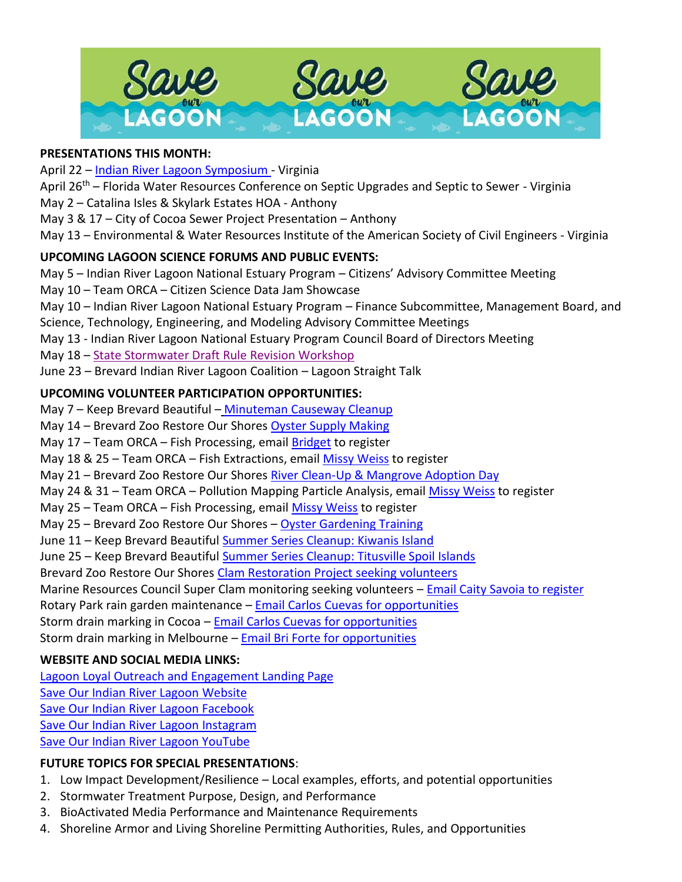**PRESENTATIONS THIS MONTH:**

April 22 – Indian River Lagoon Symposium - Virginia

April 26th – Florida Water Resources Conference on Septic Upgrades and Septic to Sewer - Virginia

May 2 – Catalina Isles & Skylark Estates HOA - Anthony

May 3 & 17 – City of Cocoa Sewer Project Presentation – Anthony

May 13 – Environmental & Water Resources Institute of the American Society of Civil Engineers - Virginia

**UPCOMING LAGOON SCIENCE FORUMS AND PUBLIC EVENTS:**

May 5 – Indian River Lagoon National Estuary Program – Citizens' Advisory Committee Meeting

May 10 – Team ORCA – Citizen Science Data Jam Showcase

May 10 – Indian River Lagoon National Estuary Program – Finance Subcommittee, Management Board, and Science, Technology, Engineering, and Modeling Advisory Committee Meetings

May 13 - Indian River Lagoon National Estuary Program Council Board of Directors Meeting

May 18 – State Stormwater Draft Rule Revision Workshop

June 23 – Brevard Indian River Lagoon Coalition – Lagoon Straight Talk

**UPCOMING VOLUNTEER PARTICIPATION OPPORTUNITIES:**

May 7 – Keep Brevard Beautiful – Minuteman Causeway Cleanup

May 14 – Brevard Zoo Restore Our Shores Oyster Supply Making

May 17 – Team ORCA – Fish Processing, email Bridget to register

May 18 & 25 – Team ORCA – Fish Extractions, email Missy Weiss to register

May 21 – Brevard Zoo Restore Our Shores River Clean-Up & Mangrove Adoption Day

May 24 & 31 – Team ORCA – Pollution Mapping Particle Analysis, email Missy Weiss to register

May 25 – Team ORCA – Fish Processing, email Missy Weiss to register

May 25 – Brevard Zoo Restore Our Shores – Oyster Gardening Training

June 11 – Keep Brevard Beautiful Summer Series Cleanup: Kiwanis Island

June 25 – Keep Brevard Beautiful Summer Series Cleanup: Titusville Spoil Islands

Brevard Zoo Restore Our Shores Clam Restoration Project seeking volunteers

Marine Resources Council Super Clam monitoring seeking volunteers – Email Caity Savoia to register

Rotary Park rain garden maintenance – Email Carlos Cuevas for opportunities

Storm drain marking in Cocoa – Email Carlos Cuevas for opportunities

Storm drain marking in Melbourne – Email Bri Forte for opportunities

**WEBSITE AND SOCIAL MEDIA LINKS:**

Lagoon Loyal Outreach and Engagement Landing Page

Save Our Indian River Lagoon Website

Save Our Indian River Lagoon Facebook

Save Our Indian River Lagoon Instagram

Save Our Indian River Lagoon YouTube

**FUTURE TOPICS FOR SPECIAL PRESENTATIONS**:

1. Low Impact Development/Resilience – Local examples, efforts, and potential opportunities
2. Stormwater Treatment Purpose, Design, and Performance
3. BioActivated Media Performance and Maintenance Requirements
4. Shoreline Armor and Living Shoreline Permitting Authorities, Rules, and Opportunities